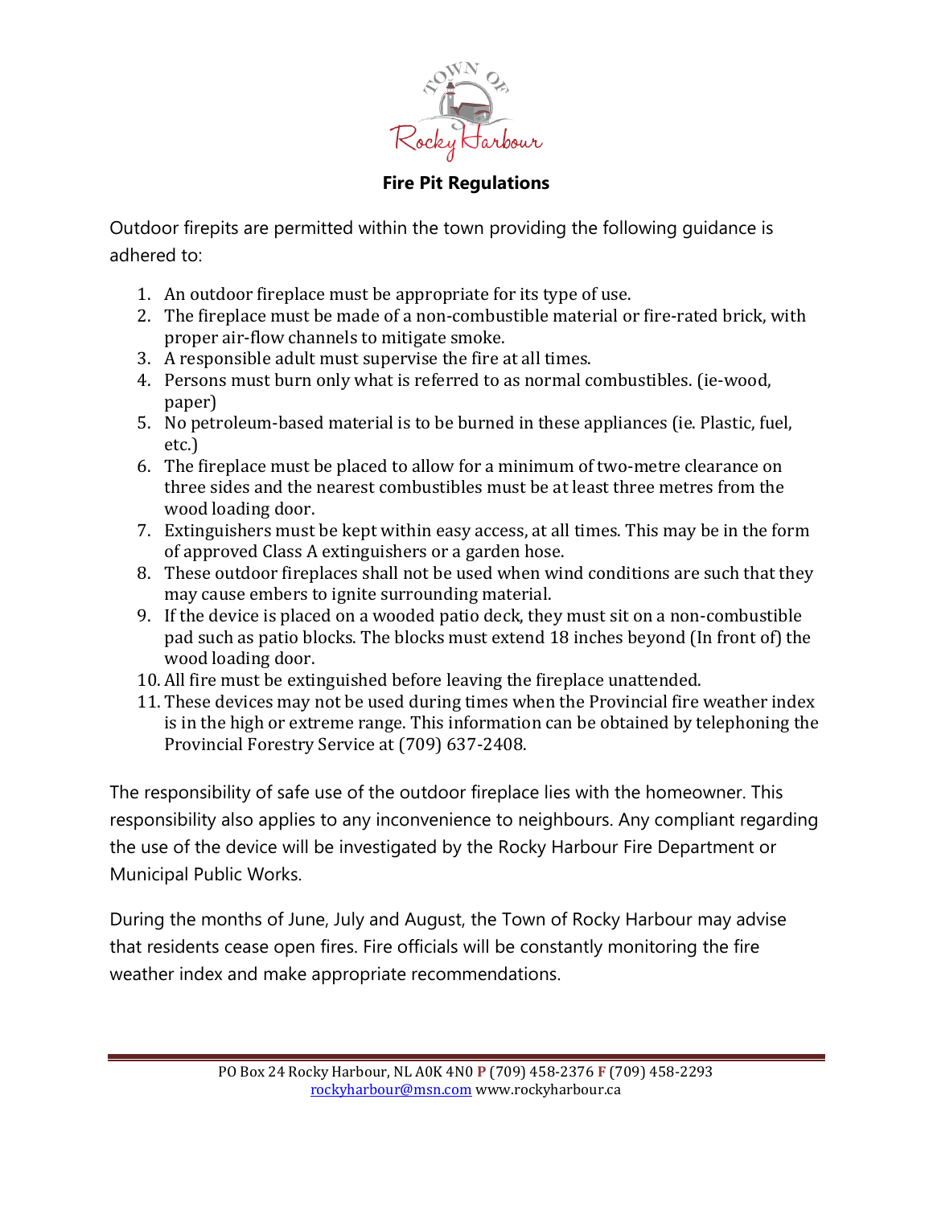# Fire Pit Regulations

Outdoor firepits are permitted within the town providing the following guidance is adhered to:

1. An outdoor fireplace must be appropriate for its type of use.
2. The fireplace must be made of a non-combustible material or fire-rated brick, with proper air-flow channels to mitigate smoke.
3. A responsible adult must supervise the fire at all times.
4. Persons must burn only what is referred to as normal combustibles. (ie-wood, paper)
5. No petroleum-based material is to be burned in these appliances (ie. Plastic, fuel, etc.)
6. The fireplace must be placed to allow for a minimum of two-metre clearance on three sides and the nearest combustibles must be at least three metres from the wood loading door.
7. Extinguishers must be kept within easy access, at all times. This may be in the form of approved Class A extinguishers or a garden hose.
8. These outdoor fireplaces shall not be used when wind conditions are such that they may cause embers to ignite surrounding material.
9. If the device is placed on a wooded patio deck, they must sit on a non-combustible pad such as patio blocks. The blocks must extend 18 inches beyond (In front of) the wood loading door.
10. All fire must be extinguished before leaving the fireplace unattended.
11. These devices may not be used during times when the Provincial fire weather index is in the high or extreme range. This information can be obtained by telephoning the Provincial Forestry Service at (709) 637-2408.

The responsibility of safe use of the outdoor fireplace lies with the homeowner. This responsibility also applies to any inconvenience to neighbours. Any compliant regarding the use of the device will be investigated by the Rocky Harbour Fire Department or Municipal Public Works.

During the months of June, July and August, the Town of Rocky Harbour may advise that residents cease open fires. Fire officials will be constantly monitoring the fire weather index and make appropriate recommendations.

PO Box 24 Rocky Harbour, NL A0K 4N0 **P** (709) 458-2376 **F** (709) 458-2293
rockyharbour@msn.com www.rockyharbour.ca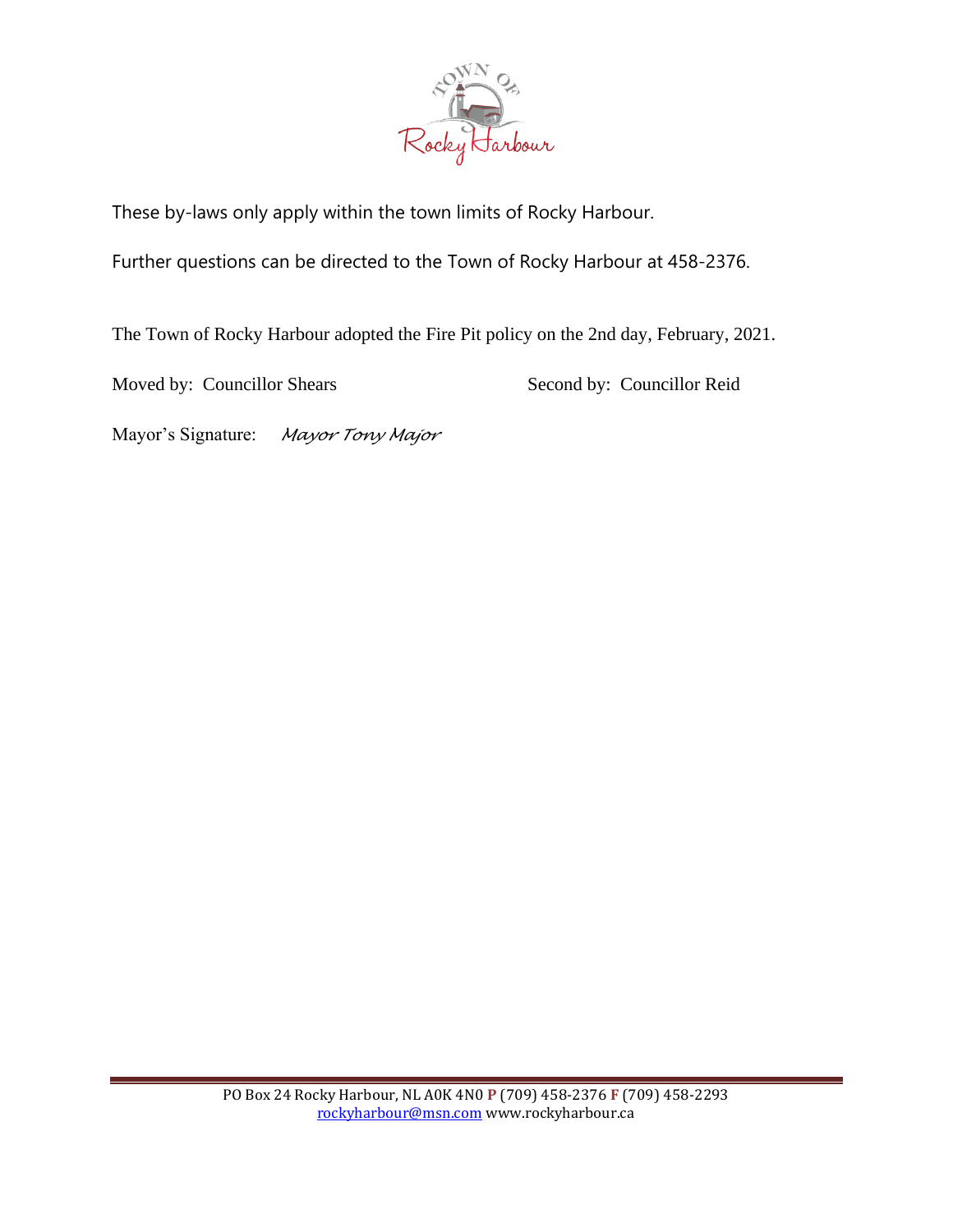These by-laws only apply within the town limits of Rocky Harbour.

Further questions can be directed to the Town of Rocky Harbour at 458-2376.

The Town of Rocky Harbour adopted the Fire Pit policy on the 2nd day, February, 2021.

Moved by: Councillor Shears

Second by: Councillor Reid

Mayor's Signature: *Mayor Tony Major*